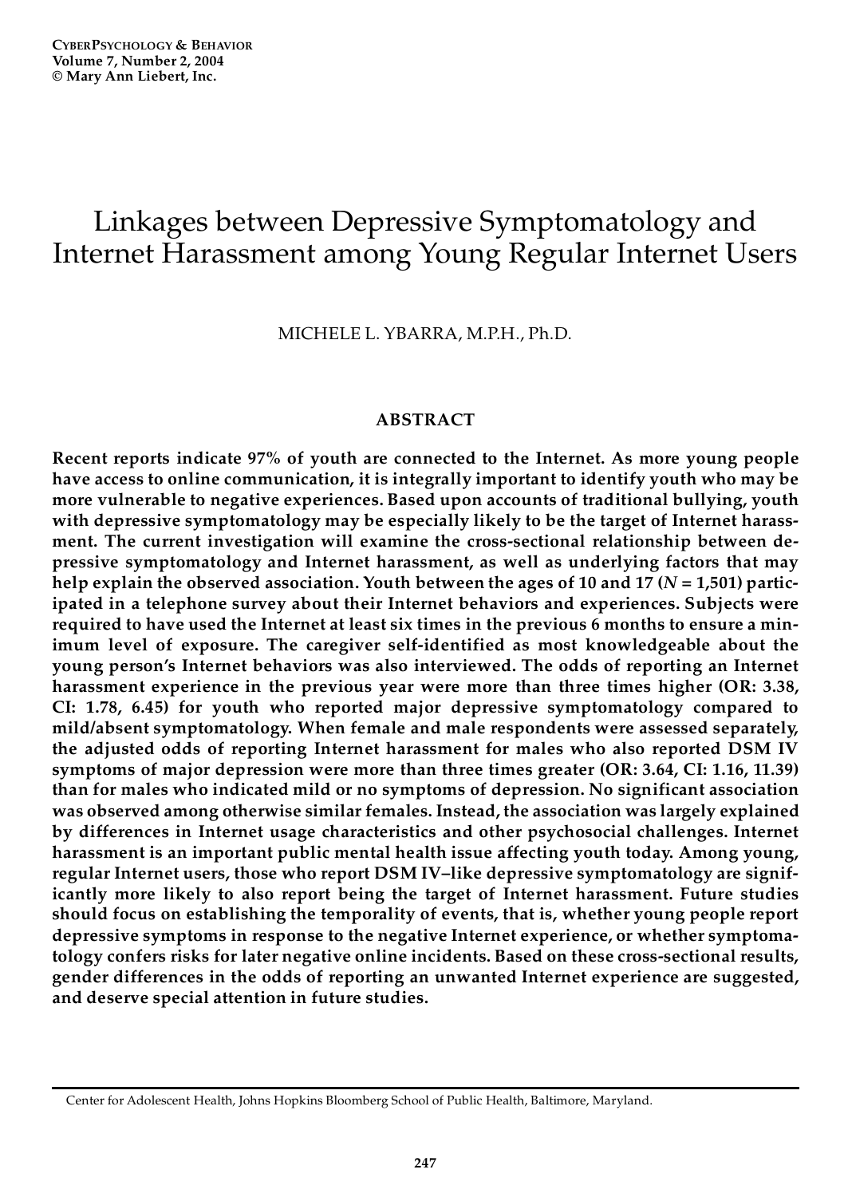# Linkages between Depressive Symptomatology and Internet Harassment among Young Regular Internet Users

MICHELE L. YBARRA, M.P.H., Ph.D.

## ABSTRACT

**Recent reports indicate 97% of youth are connected to the Internet. As more young people have access to online communication, it is integrally important to identify youth who may be more vulnerable to negative experiences. Based upon accounts of traditional bullying, youth with depressive symptomatology may be especially likely to be the target of Internet harassment. The current investigation will examine the cross-sectional relationship between depressive symptomatology and Internet harassment, as well as underlying factors that may help explain the observed association. Youth between the ages of 10 and 17 (*N* = 1,501) participated in a telephone survey about their Internet behaviors and experiences. Subjects were required to have used the Internet at least six times in the previous 6 months to ensure a minimum level of exposure. The caregiver self-identified as most knowledgeable about the young person's Internet behaviors was also interviewed. The odds of reporting an Internet harassment experience in the previous year were more than three times higher (OR: 3.38, CI: 1.78, 6.45) for youth who reported major depressive symptomatology compared to mild/absent symptomatology. When female and male respondents were assessed separately, the adjusted odds of reporting Internet harassment for males who also reported DSM IV symptoms of major depression were more than three times greater (OR: 3.64, CI: 1.16, 11.39) than for males who indicated mild or no symptoms of depression. No significant association was observed among otherwise similar females. Instead, the association was largely explained by differences in Internet usage characteristics and other psychosocial challenges. Internet harassment is an important public mental health issue affecting youth today. Among young, regular Internet users, those who report DSM IV–like depressive symptomatology are significantly more likely to also report being the target of Internet harassment. Future studies should focus on establishing the temporality of events, that is, whether young people report depressive symptoms in response to the negative Internet experience, or whether symptomatology confers risks for later negative online incidents. Based on these cross-sectional results, gender differences in the odds of reporting an unwanted Internet experience are suggested, and deserve special attention in future studies.**

---

Center for Adolescent Health, Johns Hopkins Bloomberg School of Public Health, Baltimore, Maryland.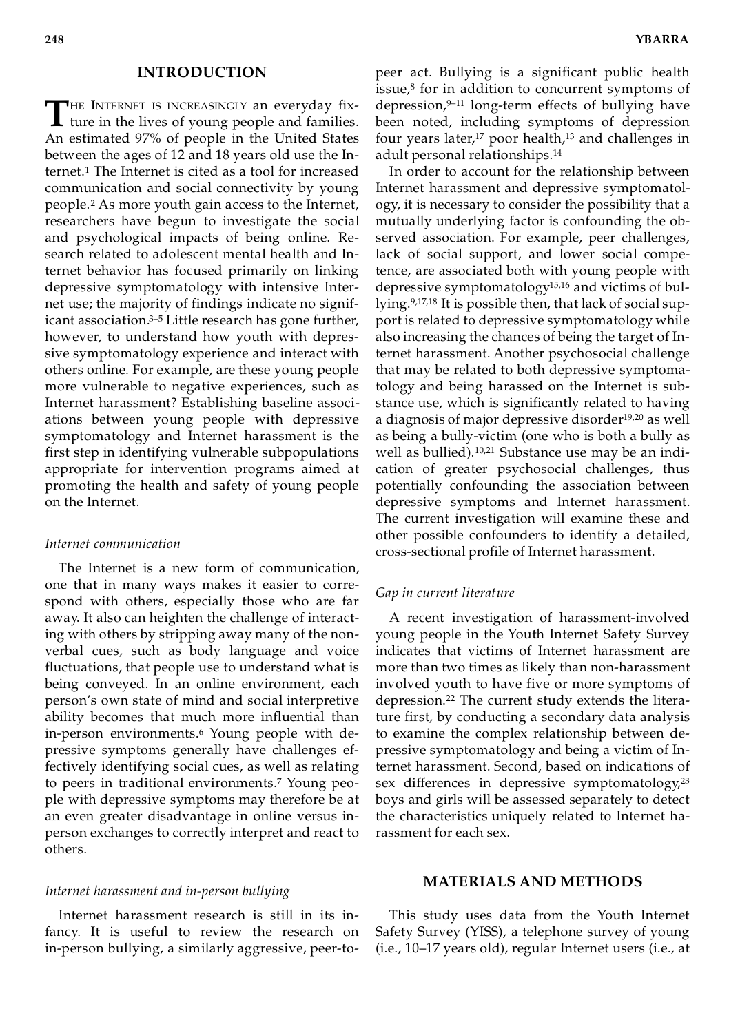## INTRODUCTION

The Internet is increasingly an everyday fixture in the lives of young people and families. An estimated 97% of people in the United States between the ages of 12 and 18 years old use the Internet.[1] The Internet is cited as a tool for increased communication and social connectivity by young people.[2] As more youth gain access to the Internet, researchers have begun to investigate the social and psychological impacts of being online. Research related to adolescent mental health and Internet behavior has focused primarily on linking depressive symptomatology with intensive Internet use; the majority of findings indicate no significant association.[3–5] Little research has gone further, however, to understand how youth with depressive symptomatology experience and interact with others online. For example, are these young people more vulnerable to negative experiences, such as Internet harassment? Establishing baseline associations between young people with depressive symptomatology and Internet harassment is the first step in identifying vulnerable subpopulations appropriate for intervention programs aimed at promoting the health and safety of young people on the Internet.

### *Internet communication*

The Internet is a new form of communication, one that in many ways makes it easier to correspond with others, especially those who are far away. It also can heighten the challenge of interacting with others by stripping away many of the nonverbal cues, such as body language and voice fluctuations, that people use to understand what is being conveyed. In an online environment, each person's own state of mind and social interpretive ability becomes that much more influential than in-person environments.[6] Young people with depressive symptoms generally have challenges effectively identifying social cues, as well as relating to peers in traditional environments.[7] Young people with depressive symptoms may therefore be at an even greater disadvantage in online versus in-person exchanges to correctly interpret and react to others.

### *Internet harassment and in-person bullying*

Internet harassment research is still in its infancy. It is useful to review the research on in-person bullying, a similarly aggressive, peer-to-peer act. Bullying is a significant public health issue,[8] for in addition to concurrent symptoms of depression,[9–11] long-term effects of bullying have been noted, including symptoms of depression four years later,[17] poor health,[13] and challenges in adult personal relationships.[14]

In order to account for the relationship between Internet harassment and depressive symptomatology, it is necessary to consider the possibility that a mutually underlying factor is confounding the observed association. For example, peer challenges, lack of social support, and lower social competence, are associated both with young people with depressive symptomatology[15,16] and victims of bullying.[9,17,18] It is possible then, that lack of social support is related to depressive symptomatology while also increasing the chances of being the target of Internet harassment. Another psychosocial challenge that may be related to both depressive symptomatology and being harassed on the Internet is substance use, which is significantly related to having a diagnosis of major depressive disorder[19,20] as well as being a bully-victim (one who is both a bully as well as bullied).[10,21] Substance use may be an indication of greater psychosocial challenges, thus potentially confounding the association between depressive symptoms and Internet harassment. The current investigation will examine these and other possible confounders to identify a detailed, cross-sectional profile of Internet harassment.

### *Gap in current literature*

A recent investigation of harassment-involved young people in the Youth Internet Safety Survey indicates that victims of Internet harassment are more than two times as likely than non-harassment involved youth to have five or more symptoms of depression.[22] The current study extends the literature first, by conducting a secondary data analysis to examine the complex relationship between depressive symptomatology and being a victim of Internet harassment. Second, based on indications of sex differences in depressive symptomatology,[23] boys and girls will be assessed separately to detect the characteristics uniquely related to Internet harassment for each sex.

## MATERIALS AND METHODS

This study uses data from the Youth Internet Safety Survey (YISS), a telephone survey of young (i.e., 10–17 years old), regular Internet users (i.e., at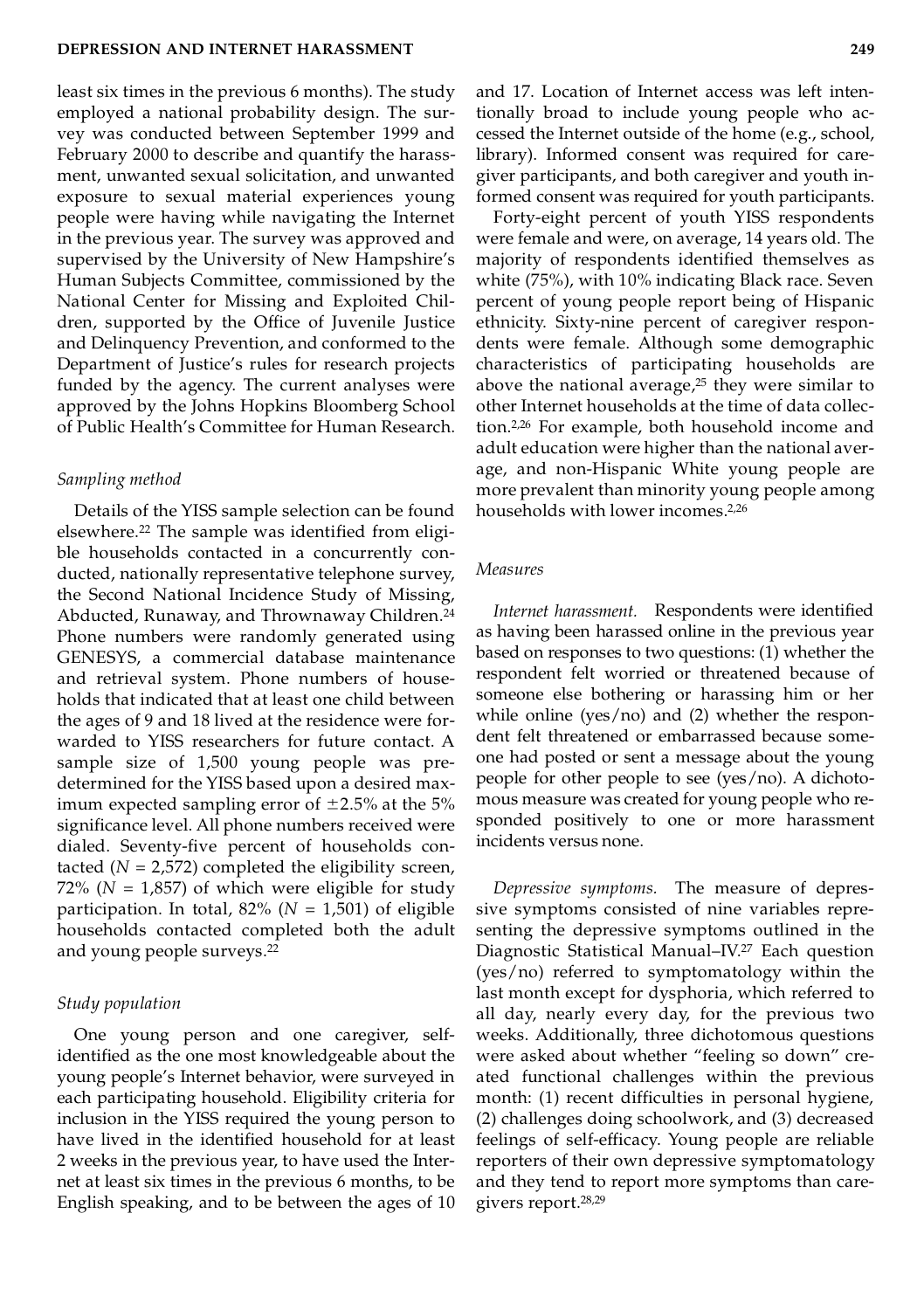least six times in the previous 6 months). The study employed a national probability design. The survey was conducted between September 1999 and February 2000 to describe and quantify the harassment, unwanted sexual solicitation, and unwanted exposure to sexual material experiences young people were having while navigating the Internet in the previous year. The survey was approved and supervised by the University of New Hampshire's Human Subjects Committee, commissioned by the National Center for Missing and Exploited Children, supported by the Office of Juvenile Justice and Delinquency Prevention, and conformed to the Department of Justice's rules for research projects funded by the agency. The current analyses were approved by the Johns Hopkins Bloomberg School of Public Health's Committee for Human Research.

### *Sampling method*

Details of the YISS sample selection can be found elsewhere.[22] The sample was identified from eligible households contacted in a concurrently conducted, nationally representative telephone survey, the Second National Incidence Study of Missing, Abducted, Runaway, and Thrownaway Children.[24] Phone numbers were randomly generated using GENESYS, a commercial database maintenance and retrieval system. Phone numbers of households that indicated that at least one child between the ages of 9 and 18 lived at the residence were forwarded to YISS researchers for future contact. A sample size of 1,500 young people was predetermined for the YISS based upon a desired maximum expected sampling error of $\pm$2.5% at the 5% significance level. All phone numbers received were dialed. Seventy-five percent of households contacted ($N$ = 2,572) completed the eligibility screen, 72% ($N$ = 1,857) of which were eligible for study participation. In total, 82% ($N$ = 1,501) of eligible households contacted completed both the adult and young people surveys.[22]

### *Study population*

One young person and one caregiver, self-identified as the one most knowledgeable about the young people's Internet behavior, were surveyed in each participating household. Eligibility criteria for inclusion in the YISS required the young person to have lived in the identified household for at least 2 weeks in the previous year, to have used the Internet at least six times in the previous 6 months, to be English speaking, and to be between the ages of 10 and 17. Location of Internet access was left intentionally broad to include young people who accessed the Internet outside of the home (e.g., school, library). Informed consent was required for caregiver participants, and both caregiver and youth informed consent was required for youth participants.

Forty-eight percent of youth YISS respondents were female and were, on average, 14 years old. The majority of respondents identified themselves as white (75%), with 10% indicating Black race. Seven percent of young people report being of Hispanic ethnicity. Sixty-nine percent of caregiver respondents were female. Although some demographic characteristics of participating households are above the national average,[25] they were similar to other Internet households at the time of data collection.[2,26] For example, both household income and adult education were higher than the national average, and non-Hispanic White young people are more prevalent than minority young people among households with lower incomes.[2,26]

### *Measures*

*Internet harassment.* Respondents were identified as having been harassed online in the previous year based on responses to two questions: (1) whether the respondent felt worried or threatened because of someone else bothering or harassing him or her while online (yes/no) and (2) whether the respondent felt threatened or embarrassed because someone had posted or sent a message about the young people for other people to see (yes/no). A dichotomous measure was created for young people who responded positively to one or more harassment incidents versus none.

*Depressive symptoms.* The measure of depressive symptoms consisted of nine variables representing the depressive symptoms outlined in the Diagnostic Statistical Manual–IV.[27] Each question (yes/no) referred to symptomatology within the last month except for dysphoria, which referred to all day, nearly every day, for the previous two weeks. Additionally, three dichotomous questions were asked about whether "feeling so down" created functional challenges within the previous month: (1) recent difficulties in personal hygiene, (2) challenges doing schoolwork, and (3) decreased feelings of self-efficacy. Young people are reliable reporters of their own depressive symptomatology and they tend to report more symptoms than caregivers report.[28,29]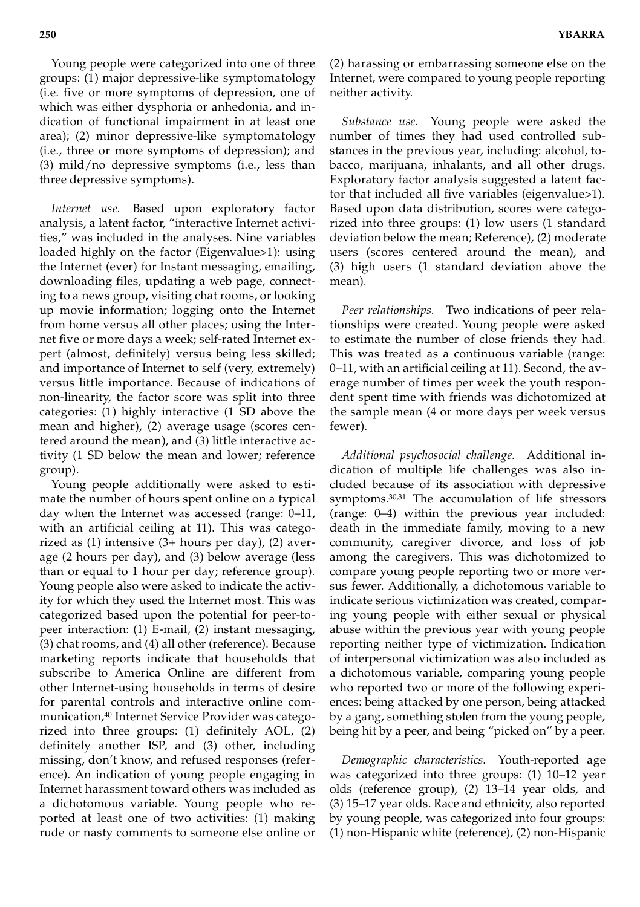Young people were categorized into one of three groups: (1) major depressive-like symptomatology (i.e. five or more symptoms of depression, one of which was either dysphoria or anhedonia, and indication of functional impairment in at least one area); (2) minor depressive-like symptomatology (i.e., three or more symptoms of depression); and (3) mild/no depressive symptoms (i.e., less than three depressive symptoms).

*Internet use.* Based upon exploratory factor analysis, a latent factor, "interactive Internet activities," was included in the analyses. Nine variables loaded highly on the factor (Eigenvalue>1): using the Internet (ever) for Instant messaging, emailing, downloading files, updating a web page, connecting to a news group, visiting chat rooms, or looking up movie information; logging onto the Internet from home versus all other places; using the Internet five or more days a week; self-rated Internet expert (almost, definitely) versus being less skilled; and importance of Internet to self (very, extremely) versus little importance. Because of indications of non-linearity, the factor score was split into three categories: (1) highly interactive (1 SD above the mean and higher), (2) average usage (scores centered around the mean), and (3) little interactive activity (1 SD below the mean and lower; reference group).

Young people additionally were asked to estimate the number of hours spent online on a typical day when the Internet was accessed (range: 0–11, with an artificial ceiling at 11). This was categorized as (1) intensive (3+ hours per day), (2) average (2 hours per day), and (3) below average (less than or equal to 1 hour per day; reference group). Young people also were asked to indicate the activity for which they used the Internet most. This was categorized based upon the potential for peer-to-peer interaction: (1) E-mail, (2) instant messaging, (3) chat rooms, and (4) all other (reference). Because marketing reports indicate that households that subscribe to America Online are different from other Internet-using households in terms of desire for parental controls and interactive online communication,[40] Internet Service Provider was categorized into three groups: (1) definitely AOL, (2) definitely another ISP, and (3) other, including missing, don't know, and refused responses (reference). An indication of young people engaging in Internet harassment toward others was included as a dichotomous variable. Young people who reported at least one of two activities: (1) making rude or nasty comments to someone else online or (2) harassing or embarrassing someone else on the Internet, were compared to young people reporting neither activity.

*Substance use.* Young people were asked the number of times they had used controlled substances in the previous year, including: alcohol, tobacco, marijuana, inhalants, and all other drugs. Exploratory factor analysis suggested a latent factor that included all five variables (eigenvalue>1). Based upon data distribution, scores were categorized into three groups: (1) low users (1 standard deviation below the mean; Reference), (2) moderate users (scores centered around the mean), and (3) high users (1 standard deviation above the mean).

*Peer relationships.* Two indications of peer relationships were created. Young people were asked to estimate the number of close friends they had. This was treated as a continuous variable (range: 0–11, with an artificial ceiling at 11). Second, the average number of times per week the youth respondent spent time with friends was dichotomized at the sample mean (4 or more days per week versus fewer).

*Additional psychosocial challenge.* Additional indication of multiple life challenges was also included because of its association with depressive symptoms.[30,31] The accumulation of life stressors (range: 0–4) within the previous year included: death in the immediate family, moving to a new community, caregiver divorce, and loss of job among the caregivers. This was dichotomized to compare young people reporting two or more versus fewer. Additionally, a dichotomous variable to indicate serious victimization was created, comparing young people with either sexual or physical abuse within the previous year with young people reporting neither type of victimization. Indication of interpersonal victimization was also included as a dichotomous variable, comparing young people who reported two or more of the following experiences: being attacked by one person, being attacked by a gang, something stolen from the young people, being hit by a peer, and being "picked on" by a peer.

*Demographic characteristics.* Youth-reported age was categorized into three groups: (1) 10–12 year olds (reference group), (2) 13–14 year olds, and (3) 15–17 year olds. Race and ethnicity, also reported by young people, was categorized into four groups: (1) non-Hispanic white (reference), (2) non-Hispanic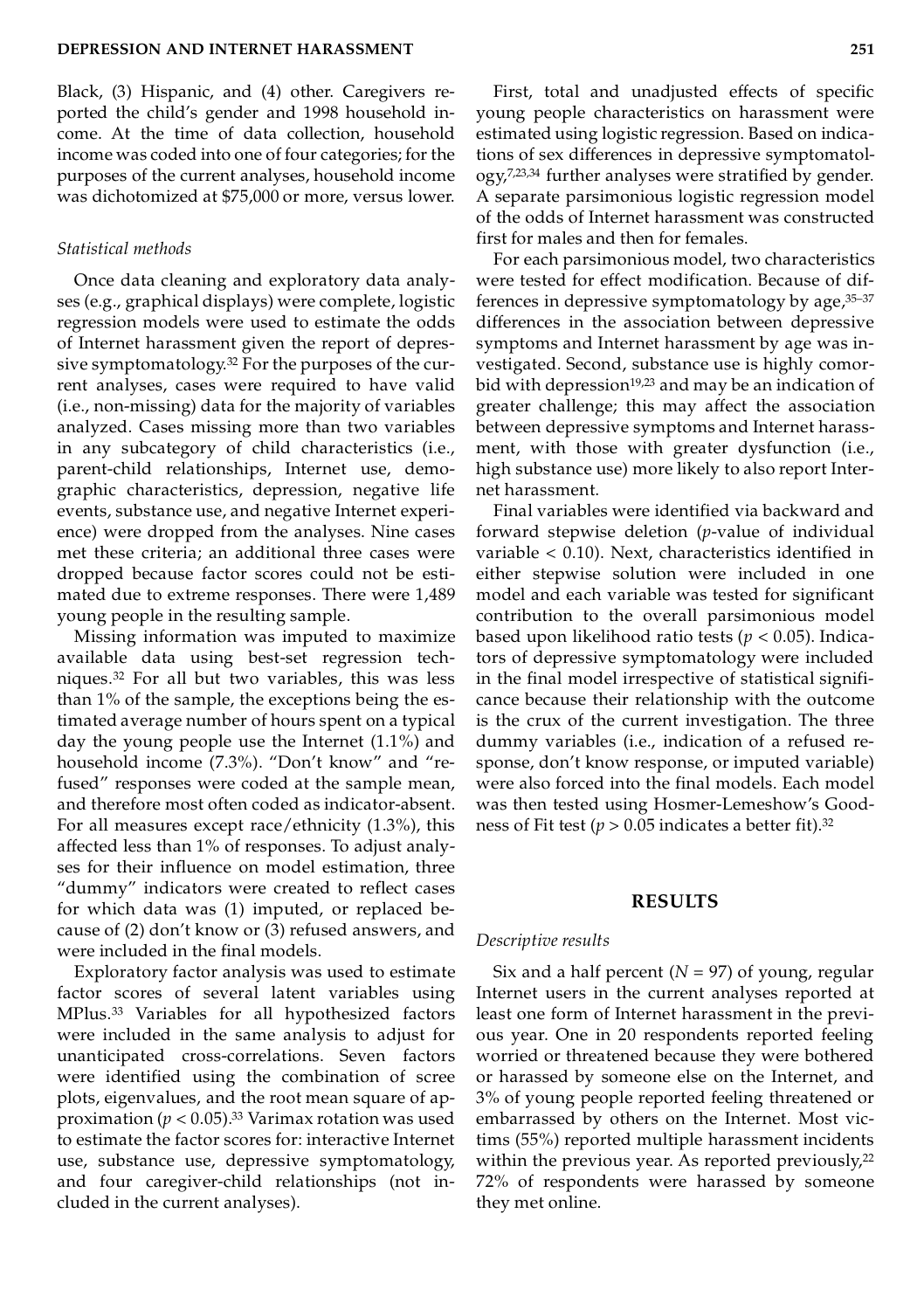Black, (3) Hispanic, and (4) other. Caregivers reported the child's gender and 1998 household income. At the time of data collection, household income was coded into one of four categories; for the purposes of the current analyses, household income was dichotomized at $75,000 or more, versus lower.

### *Statistical methods*

Once data cleaning and exploratory data analyses (e.g., graphical displays) were complete, logistic regression models were used to estimate the odds of Internet harassment given the report of depressive symptomatology.[32] For the purposes of the current analyses, cases were required to have valid (i.e., non-missing) data for the majority of variables analyzed. Cases missing more than two variables in any subcategory of child characteristics (i.e., parent-child relationships, Internet use, demographic characteristics, depression, negative life events, substance use, and negative Internet experience) were dropped from the analyses. Nine cases met these criteria; an additional three cases were dropped because factor scores could not be estimated due to extreme responses. There were 1,489 young people in the resulting sample.

Missing information was imputed to maximize available data using best-set regression techniques.[32] For all but two variables, this was less than 1% of the sample, the exceptions being the estimated average number of hours spent on a typical day the young people use the Internet (1.1%) and household income (7.3%). "Don't know" and "refused" responses were coded at the sample mean, and therefore most often coded as indicator-absent. For all measures except race/ethnicity (1.3%), this affected less than 1% of responses. To adjust analyses for their influence on model estimation, three "dummy" indicators were created to reflect cases for which data was (1) imputed, or replaced because of (2) don't know or (3) refused answers, and were included in the final models.

Exploratory factor analysis was used to estimate factor scores of several latent variables using MPlus.[33] Variables for all hypothesized factors were included in the same analysis to adjust for unanticipated cross-correlations. Seven factors were identified using the combination of scree plots, eigenvalues, and the root mean square of approximation ($p < 0.05$).[33] Varimax rotation was used to estimate the factor scores for: interactive Internet use, substance use, depressive symptomatology, and four caregiver-child relationships (not included in the current analyses).

First, total and unadjusted effects of specific young people characteristics on harassment were estimated using logistic regression. Based on indications of sex differences in depressive symptomatology,[7,23,34] further analyses were stratified by gender. A separate parsimonious logistic regression model of the odds of Internet harassment was constructed first for males and then for females.

For each parsimonious model, two characteristics were tested for effect modification. Because of differences in depressive symptomatology by age,[35–37] differences in the association between depressive symptoms and Internet harassment by age was investigated. Second, substance use is highly comorbid with depression[19,23] and may be an indication of greater challenge; this may affect the association between depressive symptoms and Internet harassment, with those with greater dysfunction (i.e., high substance use) more likely to also report Internet harassment.

Final variables were identified via backward and forward stepwise deletion (*p*-value of individual variable $< 0.10$). Next, characteristics identified in either stepwise solution were included in one model and each variable was tested for significant contribution to the overall parsimonious model based upon likelihood ratio tests ($p < 0.05$). Indicators of depressive symptomatology were included in the final model irrespective of statistical significance because their relationship with the outcome is the crux of the current investigation. The three dummy variables (i.e., indication of a refused response, don't know response, or imputed variable) were also forced into the final models. Each model was then tested using Hosmer-Lemeshow's Goodness of Fit test ($p > 0.05$ indicates a better fit).[32]

## RESULTS

### *Descriptive results*

Six and a half percent ($N = 97$) of young, regular Internet users in the current analyses reported at least one form of Internet harassment in the previous year. One in 20 respondents reported feeling worried or threatened because they were bothered or harassed by someone else on the Internet, and 3% of young people reported feeling threatened or embarrassed by others on the Internet. Most victims (55%) reported multiple harassment incidents within the previous year. As reported previously,[22] 72% of respondents were harassed by someone they met online.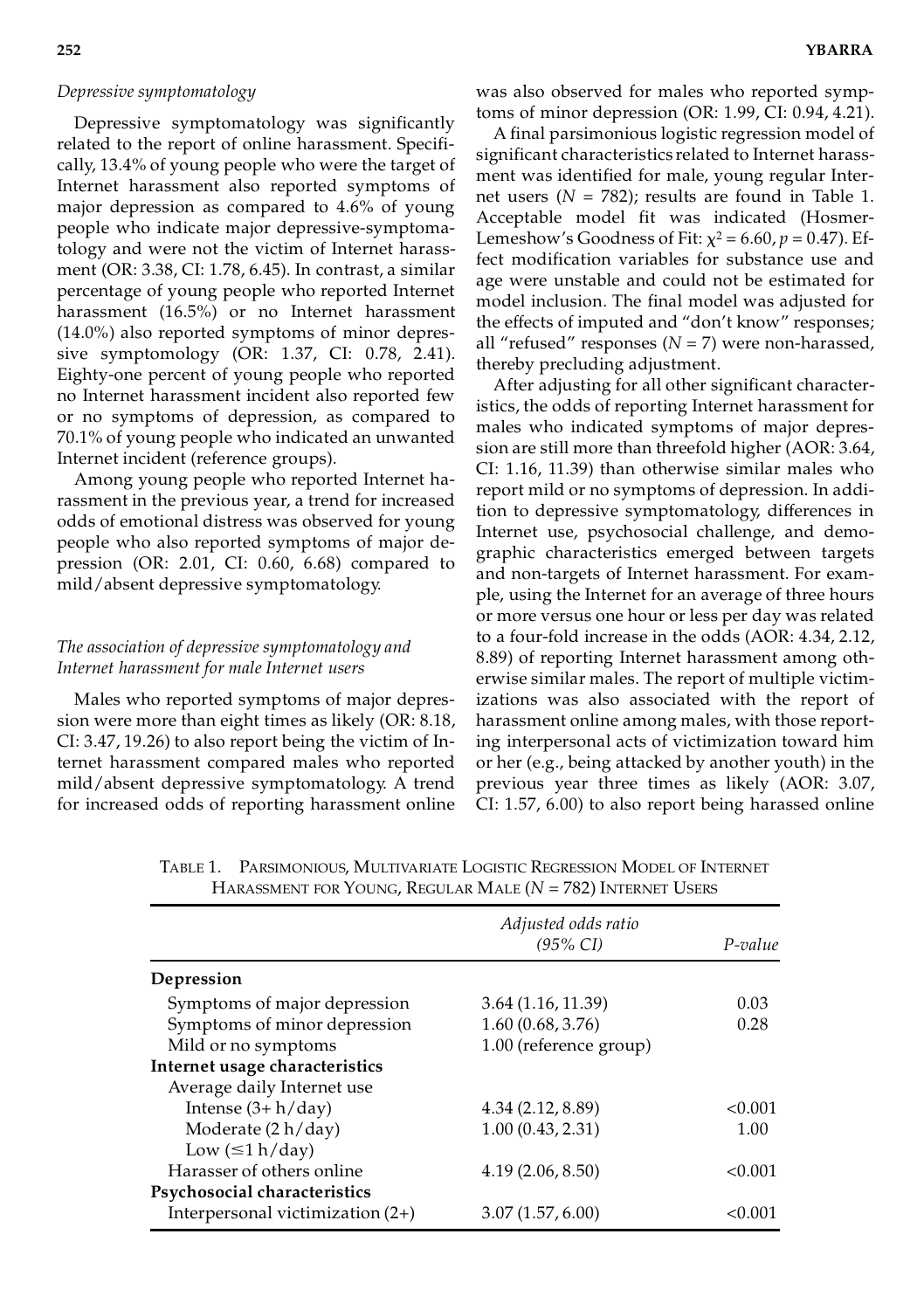### *Depressive symptomatology*

Depressive symptomatology was significantly related to the report of online harassment. Specifically, 13.4% of young people who were the target of Internet harassment also reported symptoms of major depression as compared to 4.6% of young people who indicate major depressive-symptomatology and were not the victim of Internet harassment (OR: 3.38, CI: 1.78, 6.45). In contrast, a similar percentage of young people who reported Internet harassment (16.5%) or no Internet harassment (14.0%) also reported symptoms of minor depressive symptomology (OR: 1.37, CI: 0.78, 2.41). Eighty-one percent of young people who reported no Internet harassment incident also reported few or no symptoms of depression, as compared to 70.1% of young people who indicated an unwanted Internet incident (reference groups).

Among young people who reported Internet harassment in the previous year, a trend for increased odds of emotional distress was observed for young people who also reported symptoms of major depression (OR: 2.01, CI: 0.60, 6.68) compared to mild/absent depressive symptomatology.

### *The association of depressive symptomatology and Internet harassment for male Internet users*

Males who reported symptoms of major depression were more than eight times as likely (OR: 8.18, CI: 3.47, 19.26) to also report being the victim of Internet harassment compared males who reported mild/absent depressive symptomatology. A trend for increased odds of reporting harassment online was also observed for males who reported symptoms of minor depression (OR: 1.99, CI: 0.94, 4.21).

A final parsimonious logistic regression model of significant characteristics related to Internet harassment was identified for male, young regular Internet users ($N$ = 782); results are found in Table 1. Acceptable model fit was indicated (Hosmer-Lemeshow's Goodness of Fit: $\chi^2 = 6.60$, $p = 0.47$). Effect modification variables for substance use and age were unstable and could not be estimated for model inclusion. The final model was adjusted for the effects of imputed and "don't know" responses; all "refused" responses ($N$ = 7) were non-harassed, thereby precluding adjustment.

After adjusting for all other significant characteristics, the odds of reporting Internet harassment for males who indicated symptoms of major depression are still more than threefold higher (AOR: 3.64, CI: 1.16, 11.39) than otherwise similar males who report mild or no symptoms of depression. In addition to depressive symptomatology, differences in Internet use, psychosocial challenge, and demographic characteristics emerged between targets and non-targets of Internet harassment. For example, using the Internet for an average of three hours or more versus one hour or less per day was related to a four-fold increase in the odds (AOR: 4.34, 2.12, 8.89) of reporting Internet harassment among otherwise similar males. The report of multiple victimizations was also associated with the report of harassment online among males, with those reporting interpersonal acts of victimization toward him or her (e.g., being attacked by another youth) in the previous year three times as likely (AOR: 3.07, CI: 1.57, 6.00) to also report being harassed online

TABLE 1. PARSIMONIOUS, MULTIVARIATE LOGISTIC REGRESSION MODEL OF INTERNET HARASSMENT FOR YOUNG, REGULAR MALE ($N$ = 782) INTERNET USERS

| | *Adjusted odds ratio (95% CI)* | *P-value* |
|---|---|---|
| **Depression** | | |
| Symptoms of major depression | 3.64 (1.16, 11.39) | 0.03 |
| Symptoms of minor depression | 1.60 (0.68, 3.76) | 0.28 |
| Mild or no symptoms | 1.00 (reference group) | |
| **Internet usage characteristics** | | |
| Average daily Internet use | | |
| Intense (3+ h/day) | 4.34 (2.12, 8.89) | <0.001 |
| Moderate (2 h/day) | 1.00 (0.43, 2.31) | 1.00 |
| Low (≤1 h/day) | | |
| Harasser of others online | 4.19 (2.06, 8.50) | <0.001 |
| **Psychosocial characteristics** | | |
| Interpersonal victimization (2+) | 3.07 (1.57, 6.00) | <0.001 |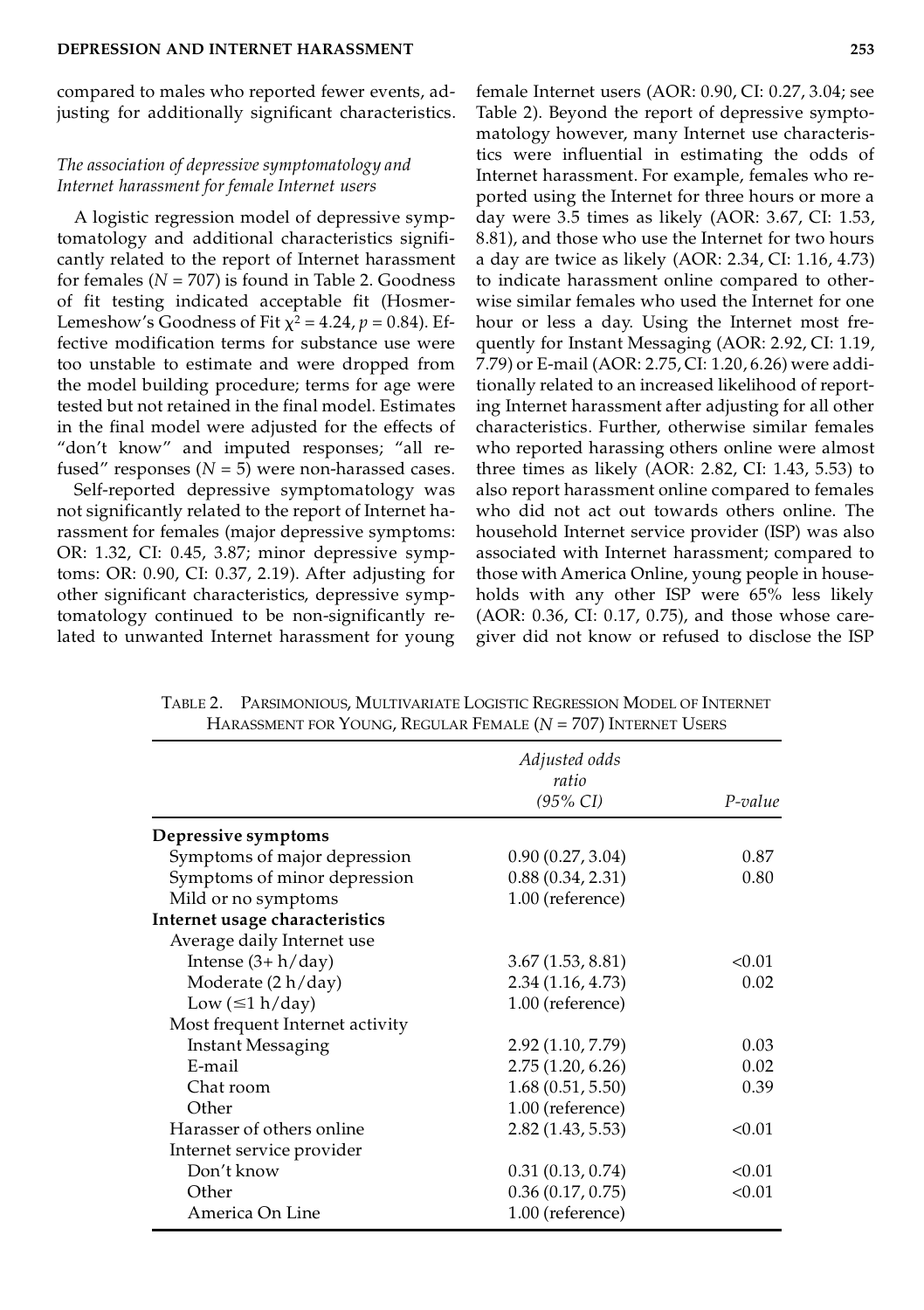compared to males who reported fewer events, adjusting for additionally significant characteristics.

### *The association of depressive symptomatology and Internet harassment for female Internet users*

A logistic regression model of depressive symptomatology and additional characteristics significantly related to the report of Internet harassment for females ($N = 707$) is found in Table 2. Goodness of fit testing indicated acceptable fit (Hosmer-Lemeshow's Goodness of Fit $\chi^2 = 4.24$, $p = 0.84$). Effective modification terms for substance use were too unstable to estimate and were dropped from the model building procedure; terms for age were tested but not retained in the final model. Estimates in the final model were adjusted for the effects of "don't know" and imputed responses; "all refused" responses ($N = 5$) were non-harassed cases.

Self-reported depressive symptomatology was not significantly related to the report of Internet harassment for females (major depressive symptoms: OR: 1.32, CI: 0.45, 3.87; minor depressive symptoms: OR: 0.90, CI: 0.37, 2.19). After adjusting for other significant characteristics, depressive symptomatology continued to be non-significantly related to unwanted Internet harassment for young female Internet users (AOR: 0.90, CI: 0.27, 3.04; see Table 2). Beyond the report of depressive symptomatology however, many Internet use characteristics were influential in estimating the odds of Internet harassment. For example, females who reported using the Internet for three hours or more a day were 3.5 times as likely (AOR: 3.67, CI: 1.53, 8.81), and those who use the Internet for two hours a day are twice as likely (AOR: 2.34, CI: 1.16, 4.73) to indicate harassment online compared to otherwise similar females who used the Internet for one hour or less a day. Using the Internet most frequently for Instant Messaging (AOR: 2.92, CI: 1.19, 7.79) or E-mail (AOR: 2.75, CI: 1.20, 6.26) were additionally related to an increased likelihood of reporting Internet harassment after adjusting for all other characteristics. Further, otherwise similar females who reported harassing others online were almost three times as likely (AOR: 2.82, CI: 1.43, 5.53) to also report harassment online compared to females who did not act out towards others online. The household Internet service provider (ISP) was also associated with Internet harassment; compared to those with America Online, young people in households with any other ISP were 65% less likely (AOR: 0.36, CI: 0.17, 0.75), and those whose caregiver did not know or refused to disclose the ISP

TABLE 2. PARSIMONIOUS, MULTIVARIATE LOGISTIC REGRESSION MODEL OF INTERNET HARASSMENT FOR YOUNG, REGULAR FEMALE ($N = 707$) INTERNET USERS

| | *Adjusted odds ratio (95% CI)* | *P-value* |
|---|---|---|
| **Depressive symptoms** | | |
| Symptoms of major depression | 0.90 (0.27, 3.04) | 0.87 |
| Symptoms of minor depression | 0.88 (0.34, 2.31) | 0.80 |
| Mild or no symptoms | 1.00 (reference) | |
| **Internet usage characteristics** | | |
| Average daily Internet use | | |
| Intense (3+ h/day) | 3.67 (1.53, 8.81) | <0.01 |
| Moderate (2 h/day) | 2.34 (1.16, 4.73) | 0.02 |
| Low (≤1 h/day) | 1.00 (reference) | |
| Most frequent Internet activity | | |
| Instant Messaging | 2.92 (1.10, 7.79) | 0.03 |
| E-mail | 2.75 (1.20, 6.26) | 0.02 |
| Chat room | 1.68 (0.51, 5.50) | 0.39 |
| Other | 1.00 (reference) | |
| Harasser of others online | 2.82 (1.43, 5.53) | <0.01 |
| Internet service provider | | |
| Don't know | 0.31 (0.13, 0.74) | <0.01 |
| Other | 0.36 (0.17, 0.75) | <0.01 |
| America On Line | 1.00 (reference) | |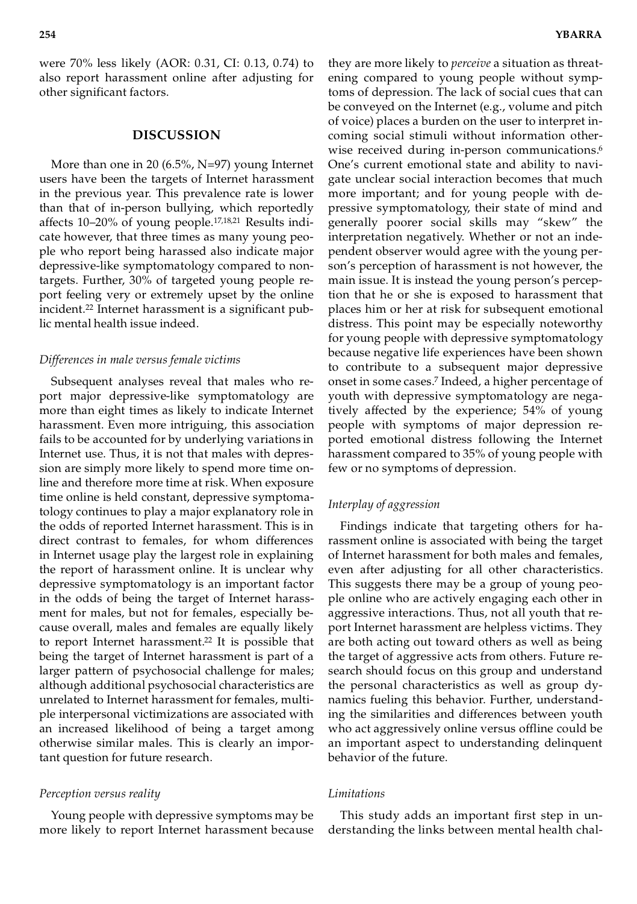were 70% less likely (AOR: 0.31, CI: 0.13, 0.74) to also report harassment online after adjusting for other significant factors.

## DISCUSSION

More than one in 20 (6.5%, N=97) young Internet users have been the targets of Internet harassment in the previous year. This prevalence rate is lower than that of in-person bullying, which reportedly affects 10–20% of young people.[17,18,21] Results indicate however, that three times as many young people who report being harassed also indicate major depressive-like symptomatology compared to nontargets. Further, 30% of targeted young people report feeling very or extremely upset by the online incident.[22] Internet harassment is a significant public mental health issue indeed.

### *Differences in male versus female victims*

Subsequent analyses reveal that males who report major depressive-like symptomatology are more than eight times as likely to indicate Internet harassment. Even more intriguing, this association fails to be accounted for by underlying variations in Internet use. Thus, it is not that males with depression are simply more likely to spend more time online and therefore more time at risk. When exposure time online is held constant, depressive symptomatology continues to play a major explanatory role in the odds of reported Internet harassment. This is in direct contrast to females, for whom differences in Internet usage play the largest role in explaining the report of harassment online. It is unclear why depressive symptomatology is an important factor in the odds of being the target of Internet harassment for males, but not for females, especially because overall, males and females are equally likely to report Internet harassment.[22] It is possible that being the target of Internet harassment is part of a larger pattern of psychosocial challenge for males; although additional psychosocial characteristics are unrelated to Internet harassment for females, multiple interpersonal victimizations are associated with an increased likelihood of being a target among otherwise similar males. This is clearly an important question for future research.

### *Perception versus reality*

Young people with depressive symptoms may be more likely to report Internet harassment because they are more likely to *perceive* a situation as threatening compared to young people without symptoms of depression. The lack of social cues that can be conveyed on the Internet (e.g., volume and pitch of voice) places a burden on the user to interpret incoming social stimuli without information otherwise received during in-person communications.[6] One's current emotional state and ability to navigate unclear social interaction becomes that much more important; and for young people with depressive symptomatology, their state of mind and generally poorer social skills may "skew" the interpretation negatively. Whether or not an independent observer would agree with the young person's perception of harassment is not however, the main issue. It is instead the young person's perception that he or she is exposed to harassment that places him or her at risk for subsequent emotional distress. This point may be especially noteworthy for young people with depressive symptomatology because negative life experiences have been shown to contribute to a subsequent major depressive onset in some cases.[7] Indeed, a higher percentage of youth with depressive symptomatology are negatively affected by the experience; 54% of young people with symptoms of major depression reported emotional distress following the Internet harassment compared to 35% of young people with few or no symptoms of depression.

### *Interplay of aggression*

Findings indicate that targeting others for harassment online is associated with being the target of Internet harassment for both males and females, even after adjusting for all other characteristics. This suggests there may be a group of young people online who are actively engaging each other in aggressive interactions. Thus, not all youth that report Internet harassment are helpless victims. They are both acting out toward others as well as being the target of aggressive acts from others. Future research should focus on this group and understand the personal characteristics as well as group dynamics fueling this behavior. Further, understanding the similarities and differences between youth who act aggressively online versus offline could be an important aspect to understanding delinquent behavior of the future.

### *Limitations*

This study adds an important first step in understanding the links between mental health chal-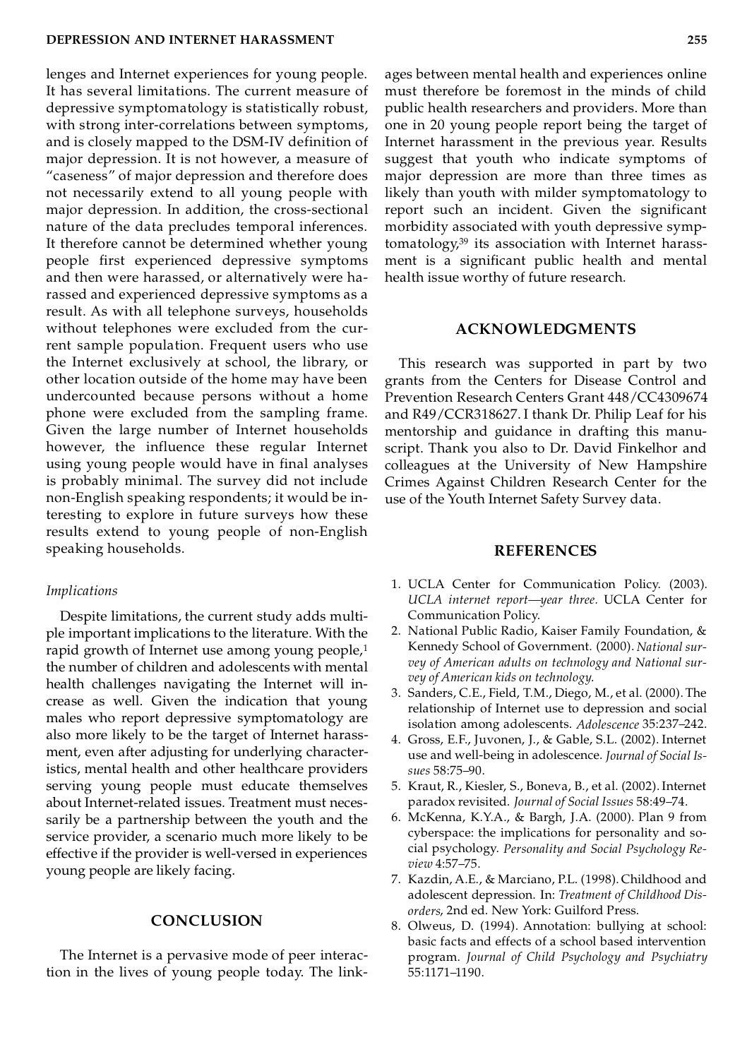lenges and Internet experiences for young people. It has several limitations. The current measure of depressive symptomatology is statistically robust, with strong inter-correlations between symptoms, and is closely mapped to the DSM-IV definition of major depression. It is not however, a measure of "caseness" of major depression and therefore does not necessarily extend to all young people with major depression. In addition, the cross-sectional nature of the data precludes temporal inferences. It therefore cannot be determined whether young people first experienced depressive symptoms and then were harassed, or alternatively were harassed and experienced depressive symptoms as a result. As with all telephone surveys, households without telephones were excluded from the current sample population. Frequent users who use the Internet exclusively at school, the library, or other location outside of the home may have been undercounted because persons without a home phone were excluded from the sampling frame. Given the large number of Internet households however, the influence these regular Internet using young people would have in final analyses is probably minimal. The survey did not include non-English speaking respondents; it would be interesting to explore in future surveys how these results extend to young people of non-English speaking households.

### *Implications*

Despite limitations, the current study adds multiple important implications to the literature. With the rapid growth of Internet use among young people,[1] the number of children and adolescents with mental health challenges navigating the Internet will increase as well. Given the indication that young males who report depressive symptomatology are also more likely to be the target of Internet harassment, even after adjusting for underlying characteristics, mental health and other healthcare providers serving young people must educate themselves about Internet-related issues. Treatment must necessarily be a partnership between the youth and the service provider, a scenario much more likely to be effective if the provider is well-versed in experiences young people are likely facing.

## CONCLUSION

The Internet is a pervasive mode of peer interaction in the lives of young people today. The linkages between mental health and experiences online must therefore be foremost in the minds of child public health researchers and providers. More than one in 20 young people report being the target of Internet harassment in the previous year. Results suggest that youth who indicate symptoms of major depression are more than three times as likely than youth with milder symptomatology to report such an incident. Given the significant morbidity associated with youth depressive symptomatology,[39] its association with Internet harassment is a significant public health and mental health issue worthy of future research.

## ACKNOWLEDGMENTS

This research was supported in part by two grants from the Centers for Disease Control and Prevention Research Centers Grant 448/CC4309674 and R49/CCR318627. I thank Dr. Philip Leaf for his mentorship and guidance in drafting this manuscript. Thank you also to Dr. David Finkelhor and colleagues at the University of New Hampshire Crimes Against Children Research Center for the use of the Youth Internet Safety Survey data.

## REFERENCES

1. UCLA Center for Communication Policy. (2003). *UCLA internet report—year three.* UCLA Center for Communication Policy.
2. National Public Radio, Kaiser Family Foundation, & Kennedy School of Government. (2000). *National survey of American adults on technology and National survey of American kids on technology.*
3. Sanders, C.E., Field, T.M., Diego, M., et al. (2000). The relationship of Internet use to depression and social isolation among adolescents. *Adolescence* 35:237–242.
4. Gross, E.F., Juvonen, J., & Gable, S.L. (2002). Internet use and well-being in adolescence. *Journal of Social Issues* 58:75–90.
5. Kraut, R., Kiesler, S., Boneva, B., et al. (2002). Internet paradox revisited. *Journal of Social Issues* 58:49–74.
6. McKenna, K.Y.A., & Bargh, J.A. (2000). Plan 9 from cyberspace: the implications for personality and social psychology. *Personality and Social Psychology Review* 4:57–75.
7. Kazdin, A.E., & Marciano, P.L. (1998). Childhood and adolescent depression. In: *Treatment of Childhood Disorders*, 2nd ed. New York: Guilford Press.
8. Olweus, D. (1994). Annotation: bullying at school: basic facts and effects of a school based intervention program. *Journal of Child Psychology and Psychiatry* 55:1171–1190.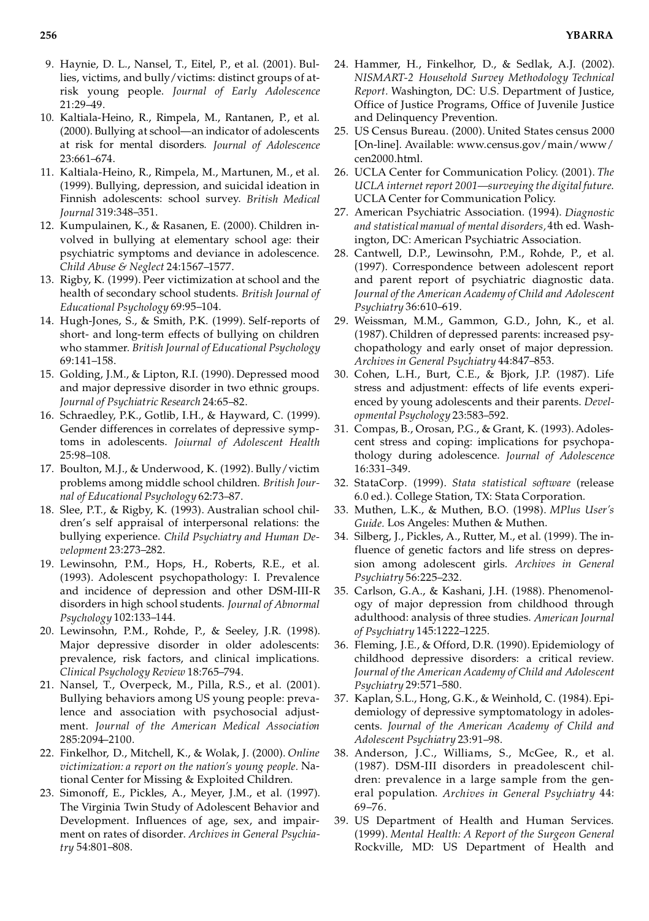9. Haynie, D. L., Nansel, T., Eitel, P., et al. (2001). Bullies, victims, and bully/victims: distinct groups of at-risk young people. *Journal of Early Adolescence* 21:29–49.
10. Kaltiala-Heino, R., Rimpela, M., Rantanen, P., et al. (2000). Bullying at school—an indicator of adolescents at risk for mental disorders. *Journal of Adolescence* 23:661–674.
11. Kaltiala-Heino, R., Rimpela, M., Martunen, M., et al. (1999). Bullying, depression, and suicidal ideation in Finnish adolescents: school survey. *British Medical Journal* 319:348–351.
12. Kumpulainen, K., & Rasanen, E. (2000). Children involved in bullying at elementary school age: their psychiatric symptoms and deviance in adolescence. *Child Abuse & Neglect* 24:1567–1577.
13. Rigby, K. (1999). Peer victimization at school and the health of secondary school students. *British Journal of Educational Psychology* 69:95–104.
14. Hugh-Jones, S., & Smith, P.K. (1999). Self-reports of short- and long-term effects of bullying on children who stammer. *British Journal of Educational Psychology* 69:141–158.
15. Golding, J.M., & Lipton, R.I. (1990). Depressed mood and major depressive disorder in two ethnic groups. *Journal of Psychiatric Research* 24:65–82.
16. Schraedley, P.K., Gotlib, I.H., & Hayward, C. (1999). Gender differences in correlates of depressive symptoms in adolescents. *Joiurnal of Adolescent Health* 25:98–108.
17. Boulton, M.J., & Underwood, K. (1992). Bully/victim problems among middle school children. *British Journal of Educational Psychology* 62:73–87.
18. Slee, P.T., & Rigby, K. (1993). Australian school children's self appraisal of interpersonal relations: the bullying experience. *Child Psychiatry and Human Development* 23:273–282.
19. Lewinsohn, P.M., Hops, H., Roberts, R.E., et al. (1993). Adolescent psychopathology: I. Prevalence and incidence of depression and other DSM-III-R disorders in high school students. *Journal of Abnormal Psychology* 102:133–144.
20. Lewinsohn, P.M., Rohde, P., & Seeley, J.R. (1998). Major depressive disorder in older adolescents: prevalence, risk factors, and clinical implications. *Clinical Psychology Review* 18:765–794.
21. Nansel, T., Overpeck, M., Pilla, R.S., et al. (2001). Bullying behaviors among US young people: prevalence and association with psychosocial adjustment. *Journal of the American Medical Association* 285:2094–2100.
22. Finkelhor, D., Mitchell, K., & Wolak, J. (2000). *Online victimization: a report on the nation's young people.* National Center for Missing & Exploited Children.
23. Simonoff, E., Pickles, A., Meyer, J.M., et al. (1997). The Virginia Twin Study of Adolescent Behavior and Development. Influences of age, sex, and impairment on rates of disorder. *Archives in General Psychiatry* 54:801–808.
24. Hammer, H., Finkelhor, D., & Sedlak, A.J. (2002). *NISMART-2 Household Survey Methodology Technical Report.* Washington, DC: U.S. Department of Justice, Office of Justice Programs, Office of Juvenile Justice and Delinquency Prevention.
25. US Census Bureau. (2000). United States census 2000 [On-line]. Available: www.census.gov/main/www/cen2000.html.
26. UCLA Center for Communication Policy. (2001). *The UCLA internet report 2001—surveying the digital future.* UCLA Center for Communication Policy.
27. American Psychiatric Association. (1994). *Diagnostic and statistical manual of mental disorders,* 4th ed. Washington, DC: American Psychiatric Association.
28. Cantwell, D.P., Lewinsohn, P.M., Rohde, P., et al. (1997). Correspondence between adolescent report and parent report of psychiatric diagnostic data. *Journal of the American Academy of Child and Adolescent Psychiatry* 36:610–619.
29. Weissman, M.M., Gammon, G.D., John, K., et al. (1987). Children of depressed parents: increased psychopathology and early onset of major depression. *Archives in General Psychiatry* 44:847–853.
30. Cohen, L.H., Burt, C.E., & Bjork, J.P. (1987). Life stress and adjustment: effects of life events experienced by young adolescents and their parents. *Developmental Psychology* 23:583–592.
31. Compas, B., Orosan, P.G., & Grant, K. (1993). Adolescent stress and coping: implications for psychopathology during adolescence. *Journal of Adolescence* 16:331–349.
32. StataCorp. (1999). *Stata statistical software* (release 6.0 ed.). College Station, TX: Stata Corporation.
33. Muthen, L.K., & Muthen, B.O. (1998). *MPlus User's Guide.* Los Angeles: Muthen & Muthen.
34. Silberg, J., Pickles, A., Rutter, M., et al. (1999). The influence of genetic factors and life stress on depression among adolescent girls. *Archives in General Psychiatry* 56:225–232.
35. Carlson, G.A., & Kashani, J.H. (1988). Phenomenology of major depression from childhood through adulthood: analysis of three studies. *American Journal of Psychiatry* 145:1222–1225.
36. Fleming, J.E., & Offord, D.R. (1990). Epidemiology of childhood depressive disorders: a critical review. *Journal of the American Academy of Child and Adolescent Psychiatry* 29:571–580.
37. Kaplan, S.L., Hong, G.K., & Weinhold, C. (1984). Epidemiology of depressive symptomatology in adolescents. *Journal of the American Academy of Child and Adolescent Psychiatry* 23:91–98.
38. Anderson, J.C., Williams, S., McGee, R., et al. (1987). DSM-III disorders in preadolescent children: prevalence in a large sample from the general population. *Archives in General Psychiatry* 44: 69–76.
39. US Department of Health and Human Services. (1999). *Mental Health: A Report of the Surgeon General* Rockville, MD: US Department of Health and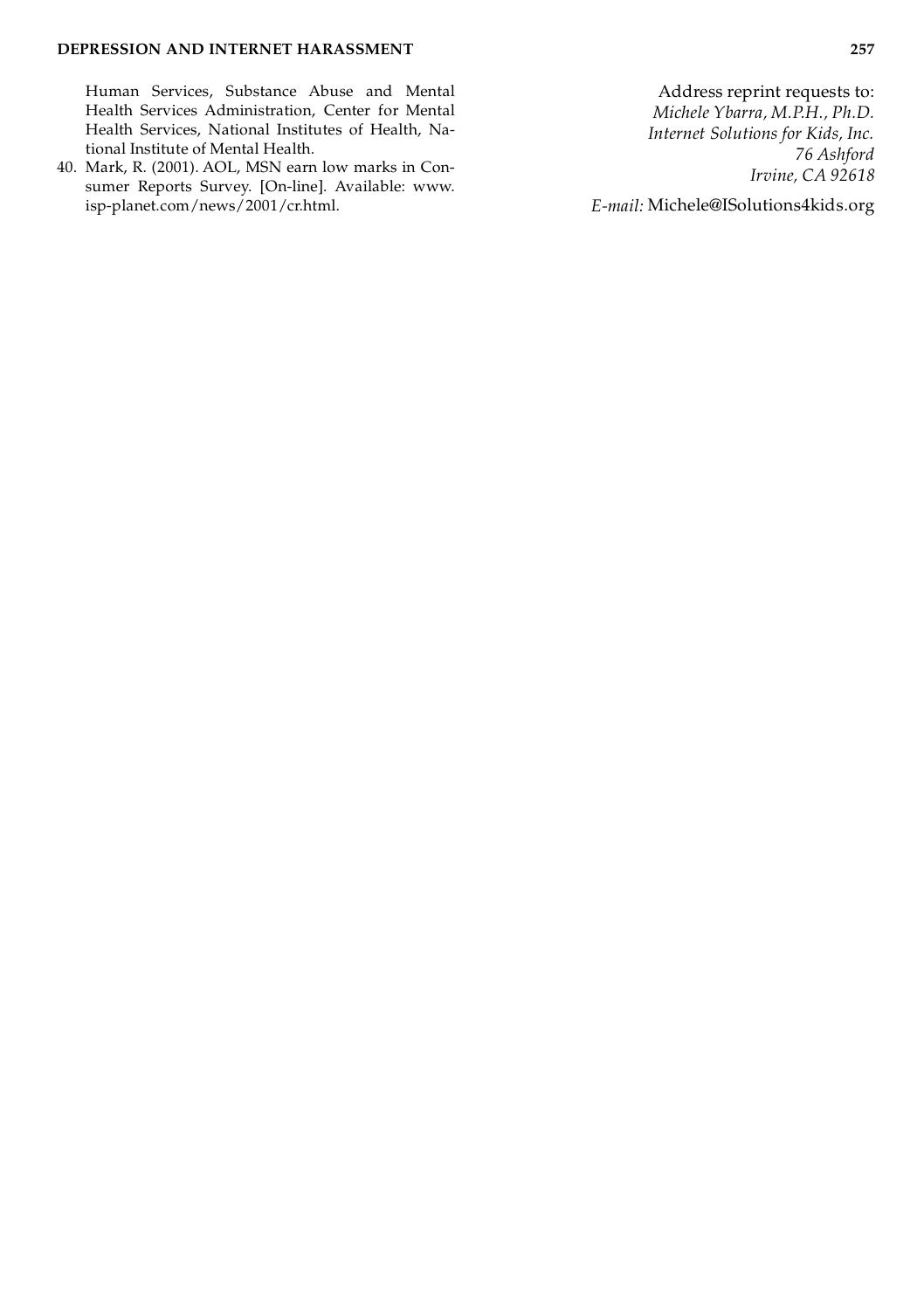Human Services, Substance Abuse and Mental Health Services Administration, Center for Mental Health Services, National Institutes of Health, National Institute of Mental Health.

40. Mark, R. (2001). AOL, MSN earn low marks in Consumer Reports Survey. [On-line]. Available: www.isp-planet.com/news/2001/cr.html.

Address reprint requests to:
*Michele Ybarra, M.P.H., Ph.D.*
*Internet Solutions for Kids, Inc.*
*76 Ashford*
*Irvine, CA 92618*

*E-mail:* Michele@ISolutions4kids.org